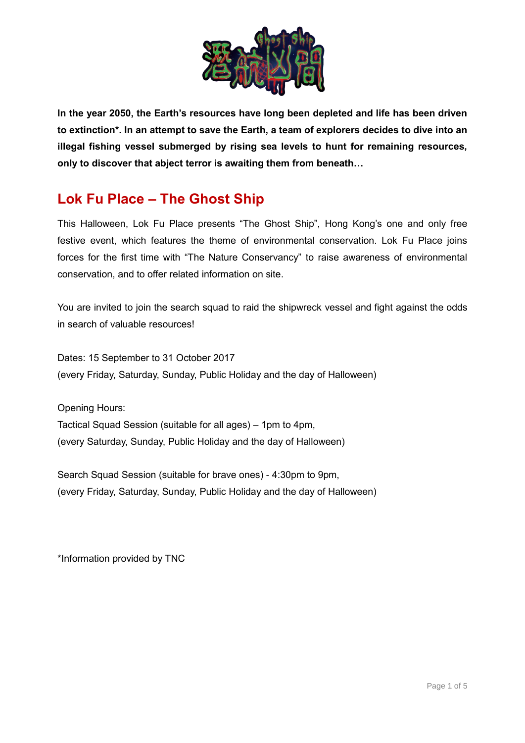**In the year 2050, the Earth's resources have long been depleted and life has been driven to extinction*. In an attempt to save the Earth, a team of explorers decides to dive into an illegal fishing vessel submerged by rising sea levels to hunt for remaining resources, only to discover that abject terror is awaiting them from beneath…**

## Lok Fu Place – The Ghost Ship

This Halloween, Lok Fu Place presents "The Ghost Ship", Hong Kong's one and only free festive event, which features the theme of environmental conservation. Lok Fu Place joins forces for the first time with "The Nature Conservancy" to raise awareness of environmental conservation, and to offer related information on site.

You are invited to join the search squad to raid the shipwreck vessel and fight against the odds in search of valuable resources!

Dates: 15 September to 31 October 2017
(every Friday, Saturday, Sunday, Public Holiday and the day of Halloween)

Opening Hours:
Tactical Squad Session (suitable for all ages) – 1pm to 4pm,
(every Saturday, Sunday, Public Holiday and the day of Halloween)

Search Squad Session (suitable for brave ones) - 4:30pm to 9pm,
(every Friday, Saturday, Sunday, Public Holiday and the day of Halloween)

*Information provided by TNC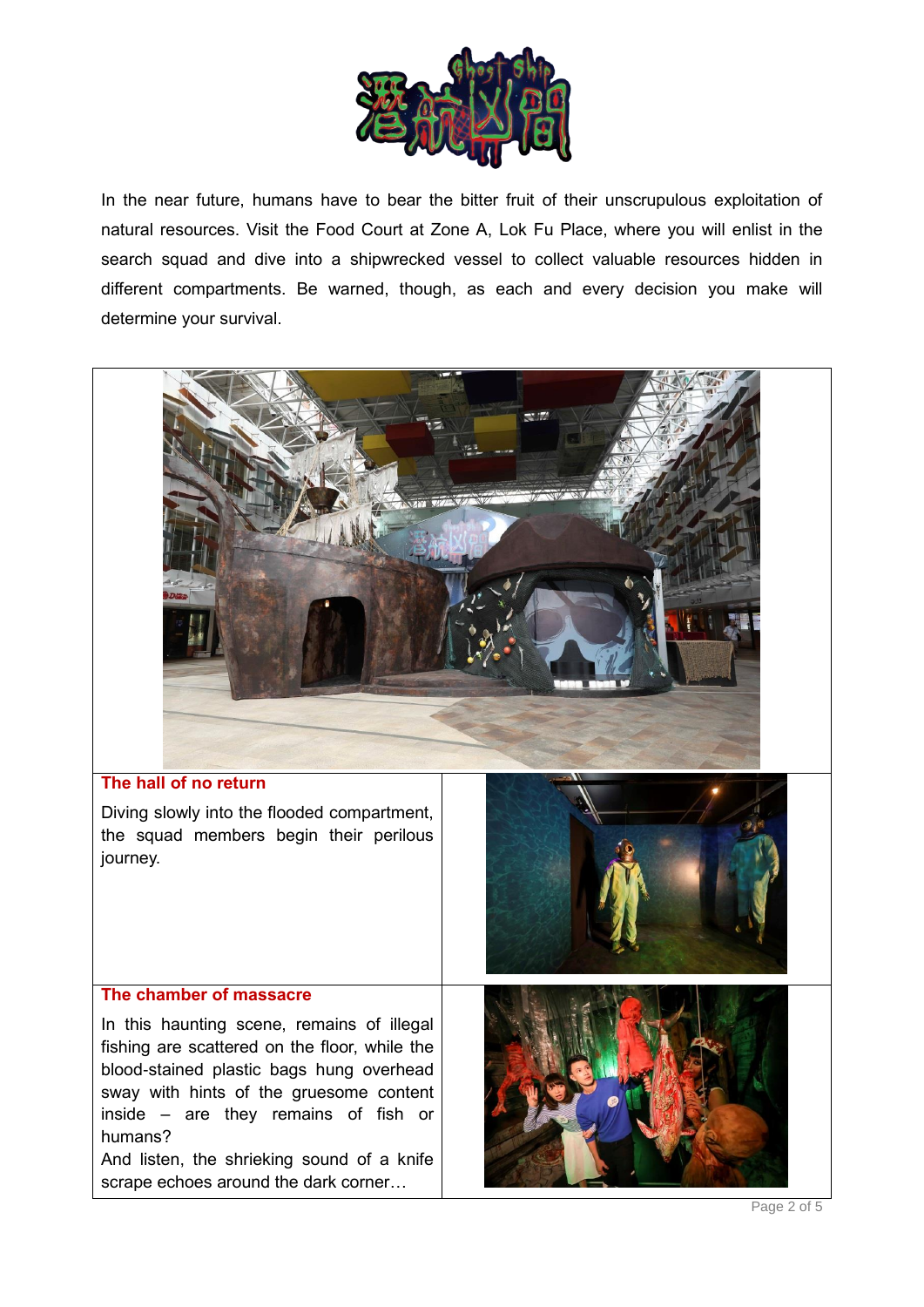In the near future, humans have to bear the bitter fruit of their unscrupulous exploitation of natural resources. Visit the Food Court at Zone A, Lok Fu Place, where you will enlist in the search squad and dive into a shipwrecked vessel to collect valuable resources hidden in different compartments. Be warned, though, as each and every decision you make will determine your survival.

**The hall of no return**

Diving slowly into the flooded compartment, the squad members begin their perilous journey.

**The chamber of massacre**

In this haunting scene, remains of illegal fishing are scattered on the floor, while the blood-stained plastic bags hung overhead sway with hints of the gruesome content inside – are they remains of fish or humans?

And listen, the shrieking sound of a knife scrape echoes around the dark corner…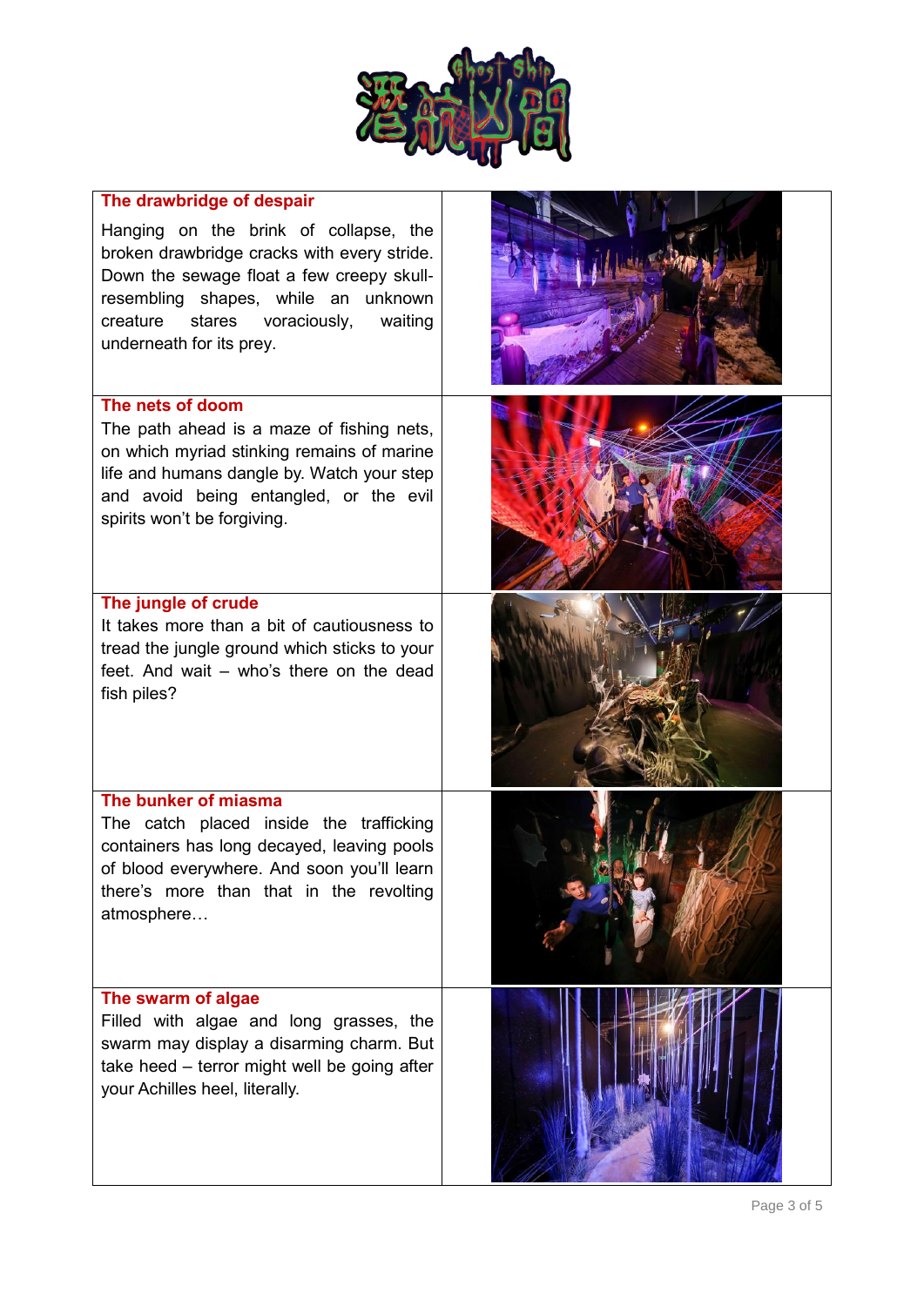| | |
|---|---|
| **The drawbridge of despair**<br>Hanging on the brink of collapse, the broken drawbridge cracks with every stride. Down the sewage float a few creepy skull-resembling shapes, while an unknown creature stares voraciously, waiting underneath for its prey. | |
| **The nets of doom**<br>The path ahead is a maze of fishing nets, on which myriad stinking remains of marine life and humans dangle by. Watch your step and avoid being entangled, or the evil spirits won't be forgiving. | |
| **The jungle of crude**<br>It takes more than a bit of cautiousness to tread the jungle ground which sticks to your feet. And wait – who's there on the dead fish piles? | |
| **The bunker of miasma**<br>The catch placed inside the trafficking containers has long decayed, leaving pools of blood everywhere. And soon you'll learn there's more than that in the revolting atmosphere… | |
| **The swarm of algae**<br>Filled with algae and long grasses, the swarm may display a disarming charm. But take heed – terror might well be going after your Achilles heel, literally. | |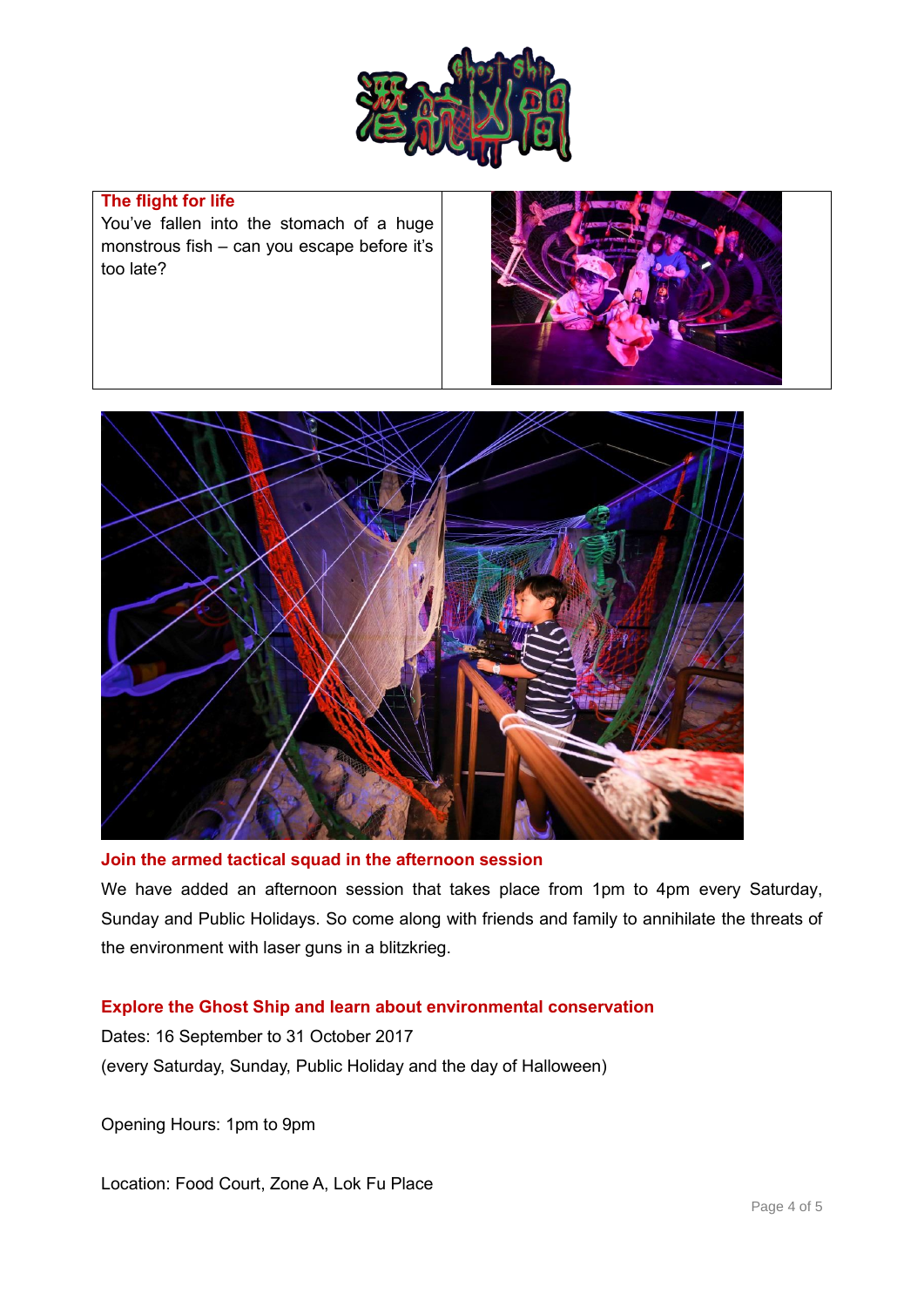**The flight for life**

You've fallen into the stomach of a huge monstrous fish – can you escape before it's too late?

**Join the armed tactical squad in the afternoon session**

We have added an afternoon session that takes place from 1pm to 4pm every Saturday, Sunday and Public Holidays. So come along with friends and family to annihilate the threats of the environment with laser guns in a blitzkrieg.

**Explore the Ghost Ship and learn about environmental conservation**

Dates: 16 September to 31 October 2017
(every Saturday, Sunday, Public Holiday and the day of Halloween)

Opening Hours: 1pm to 9pm

Location: Food Court, Zone A, Lok Fu Place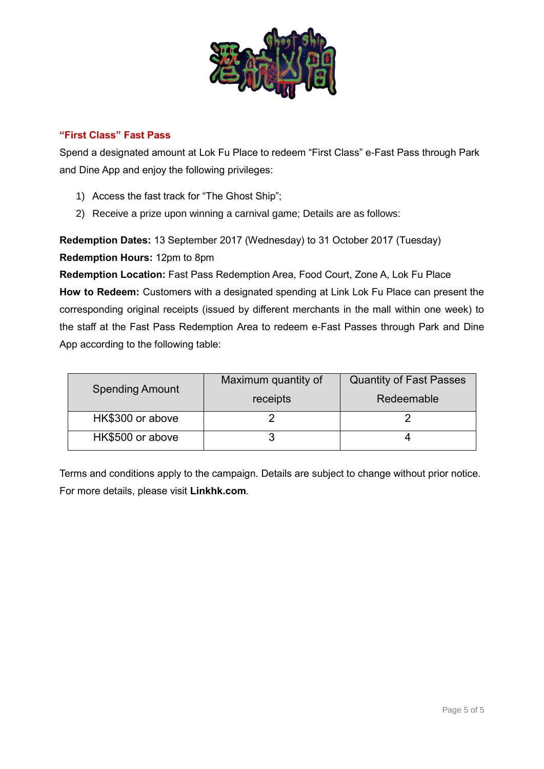## "First Class" Fast Pass

Spend a designated amount at Lok Fu Place to redeem "First Class" e-Fast Pass through Park and Dine App and enjoy the following privileges:

1) Access the fast track for "The Ghost Ship";
2) Receive a prize upon winning a carnival game; Details are as follows:

**Redemption Dates:** 13 September 2017 (Wednesday) to 31 October 2017 (Tuesday)
**Redemption Hours:** 12pm to 8pm
**Redemption Location:** Fast Pass Redemption Area, Food Court, Zone A, Lok Fu Place
**How to Redeem:** Customers with a designated spending at Link Lok Fu Place can present the corresponding original receipts (issued by different merchants in the mall within one week) to the staff at the Fast Pass Redemption Area to redeem e-Fast Passes through Park and Dine App according to the following table:

| Spending Amount | Maximum quantity of receipts | Quantity of Fast Passes Redeemable |
|---|---|---|
| HK$300 or above | 2 | 2 |
| HK$500 or above | 3 | 4 |

Terms and conditions apply to the campaign. Details are subject to change without prior notice. For more details, please visit **Linkhk.com**.